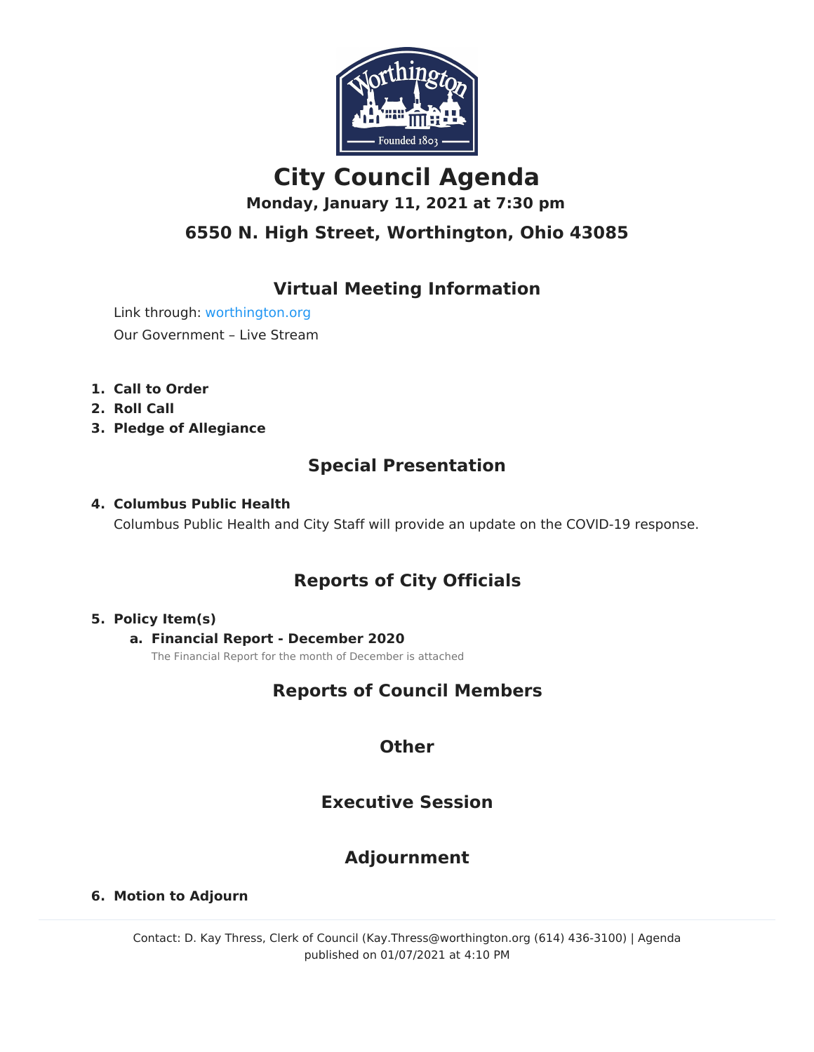# City Council Agenda

**Monday, January 11, 2021 at 7:30 pm**

## 6550 N. High Street, Worthington, Ohio 43085

## Virtual Meeting Information

Link through: worthington.org

Our Government – Live Stream

1. **Call to Order**
2. **Roll Call**
3. **Pledge of Allegiance**

## Special Presentation

4. **Columbus Public Health**

   Columbus Public Health and City Staff will provide an update on the COVID-19 response.

## Reports of City Officials

5. **Policy Item(s)**
   a. **Financial Report - December 2020**

      The Financial Report for the month of December is attached

## Reports of Council Members

## Other

## Executive Session

## Adjournment

6. **Motion to Adjourn**

Contact: D. Kay Thress, Clerk of Council (Kay.Thress@worthington.org (614) 436-3100) | Agenda published on 01/07/2021 at 4:10 PM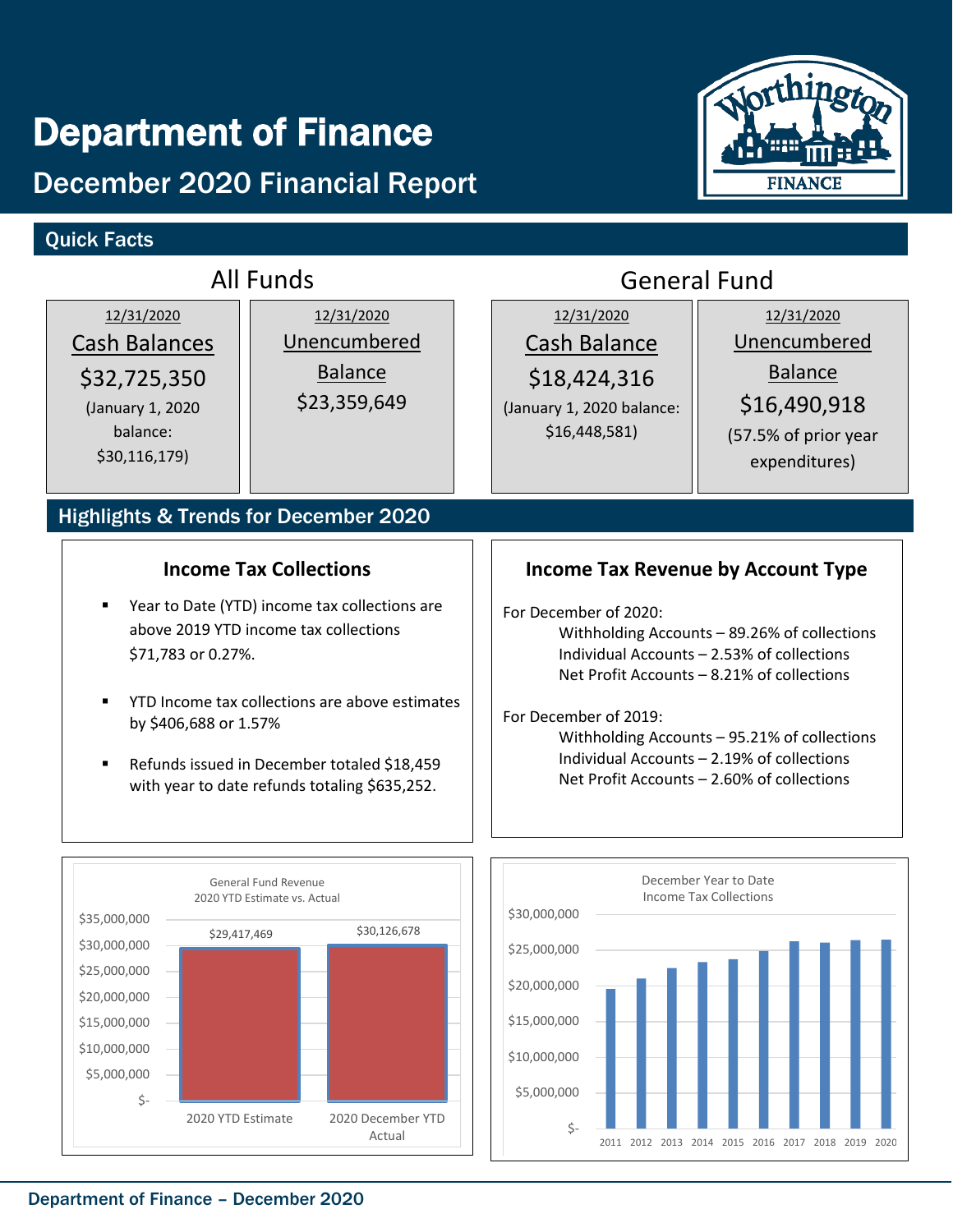# Department of Finance

## December 2020 Financial Report

### Quick Facts

#### All Funds

**12/31/2020**
**Cash Balances**
$32,725,350
(January 1, 2020 balance: $30,116,179)

**12/31/2020**
**Unencumbered Balance**
$23,359,649

#### General Fund

**12/31/2020**
**Cash Balance**
$18,424,316
(January 1, 2020 balance: $16,448,581)

**12/31/2020**
**Unencumbered Balance**
$16,490,918
(57.5% of prior year expenditures)

### Highlights & Trends for December 2020

#### Income Tax Collections

- Year to Date (YTD) income tax collections are above 2019 YTD income tax collections $71,783 or 0.27%.
- YTD Income tax collections are above estimates by $406,688 or 1.57%
- Refunds issued in December totaled $18,459 with year to date refunds totaling $635,252.

#### Income Tax Revenue by Account Type

For December of 2020:
- Withholding Accounts – 89.26% of collections
- Individual Accounts – 2.53% of collections
- Net Profit Accounts – 8.21% of collections

For December of 2019:
- Withholding Accounts – 95.21% of collections
- Individual Accounts – 2.19% of collections
- Net Profit Accounts – 2.60% of collections

General Fund Revenue
2020 YTD Estimate vs. Actual

| | Amount |
|---|---|
| 2020 YTD Estimate | $29,417,469 |
| 2020 December YTD Actual | $30,126,678 |

December Year to Date
Income Tax Collections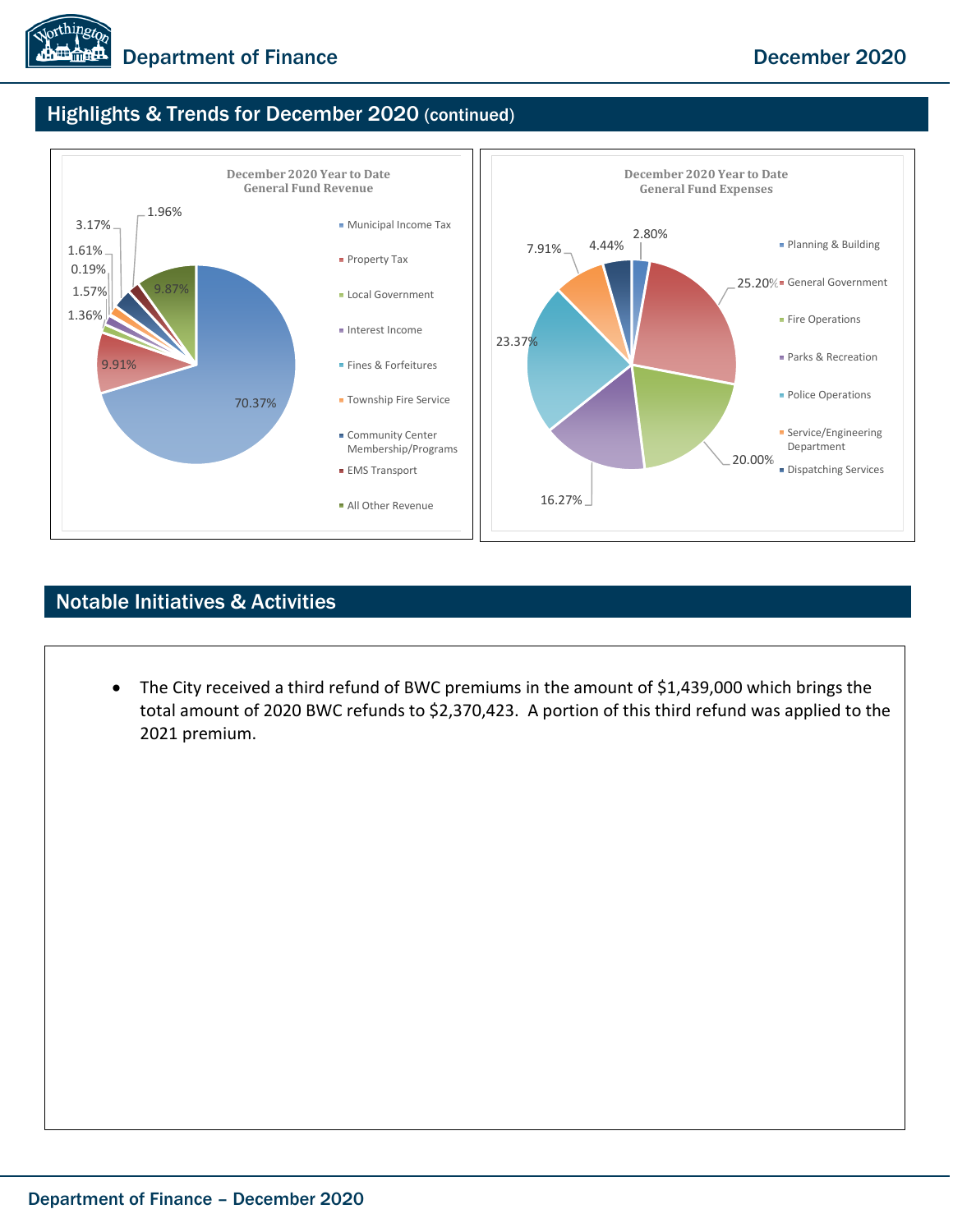## Highlights & Trends for December 2020 (continued)

**December 2020 Year to Date General Fund Revenue**

- Municipal Income Tax
- Property Tax
- Local Government
- Interest Income
- Fines & Forfeitures
- Township Fire Service
- Community Center Membership/Programs
- EMS Transport
- All Other Revenue

70.37%, 9.91%, 1.36%, 1.57%, 0.19%, 1.61%, 3.17%, 1.96%, 9.87%

**December 2020 Year to Date General Fund Expenses**

- Planning & Building
- General Government
- Fire Operations
- Parks & Recreation
- Police Operations
- Service/Engineering Department
- Dispatching Services

2.80%, 25.20%, 20.00%, 16.27%, 23.37%, 7.91%, 4.44%

## Notable Initiatives & Activities

- The City received a third refund of BWC premiums in the amount of $1,439,000 which brings the total amount of 2020 BWC refunds to $2,370,423. A portion of this third refund was applied to the 2021 premium.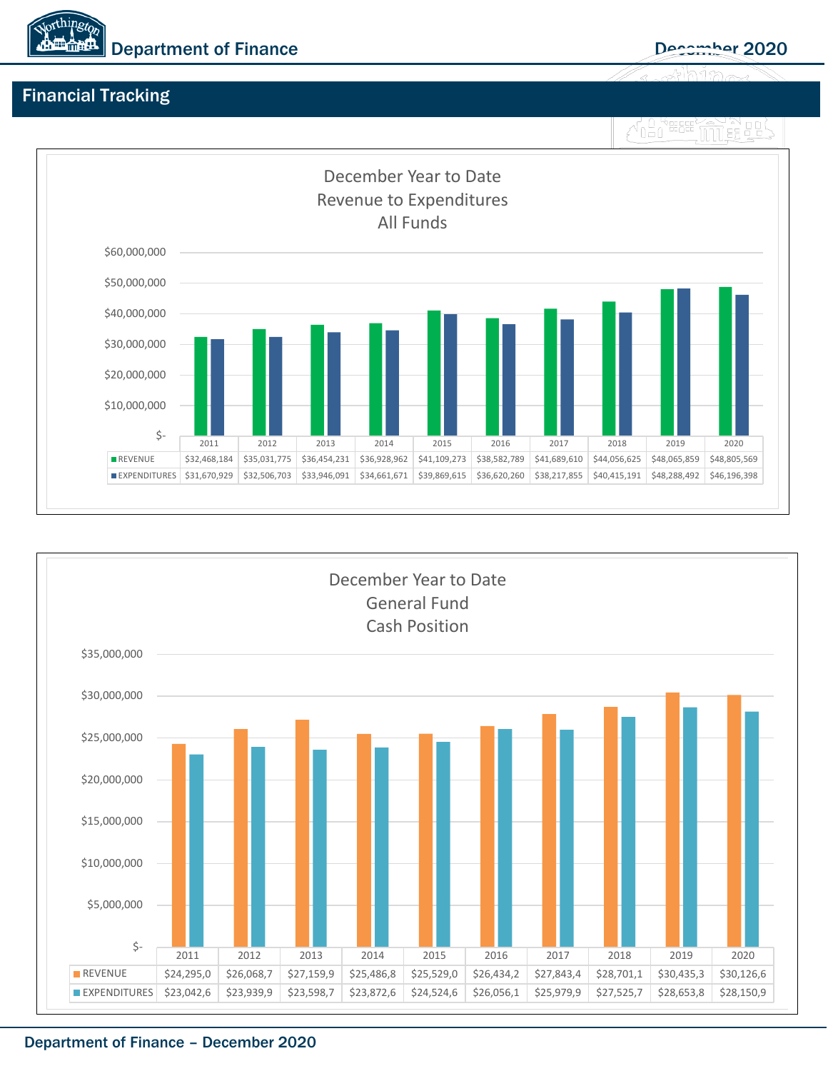## Financial Tracking

**December Year to Date**
**Revenue to Expenditures**
**All Funds**

| | 2011 | 2012 | 2013 | 2014 | 2015 | 2016 | 2017 | 2018 | 2019 | 2020 |
|---|---|---|---|---|---|---|---|---|---|---|
| REVENUE | $32,468,184 | $35,031,775 | $36,454,231 | $36,928,962 | $41,109,273 | $38,582,789 | $41,689,610 | $44,056,625 | $48,065,859 | $48,805,569 |
| EXPENDITURES | $31,670,929 | $32,506,703 | $33,946,091 | $34,661,671 | $39,869,615 | $36,620,260 | $38,217,855 | $40,415,191 | $48,288,492 | $46,196,398 |

**December Year to Date**
**General Fund**
**Cash Position**

| | 2011 | 2012 | 2013 | 2014 | 2015 | 2016 | 2017 | 2018 | 2019 | 2020 |
|---|---|---|---|---|---|---|---|---|---|---|
| REVENUE | $24,295,0 | $26,068,7 | $27,159,9 | $25,486,8 | $25,529,0 | $26,434,2 | $27,843,4 | $28,701,1 | $30,435,3 | $30,126,6 |
| EXPENDITURES | $23,042,6 | $23,939,9 | $23,598,7 | $23,872,6 | $24,524,6 | $26,056,1 | $25,979,9 | $27,525,7 | $28,653,8 | $28,150,9 |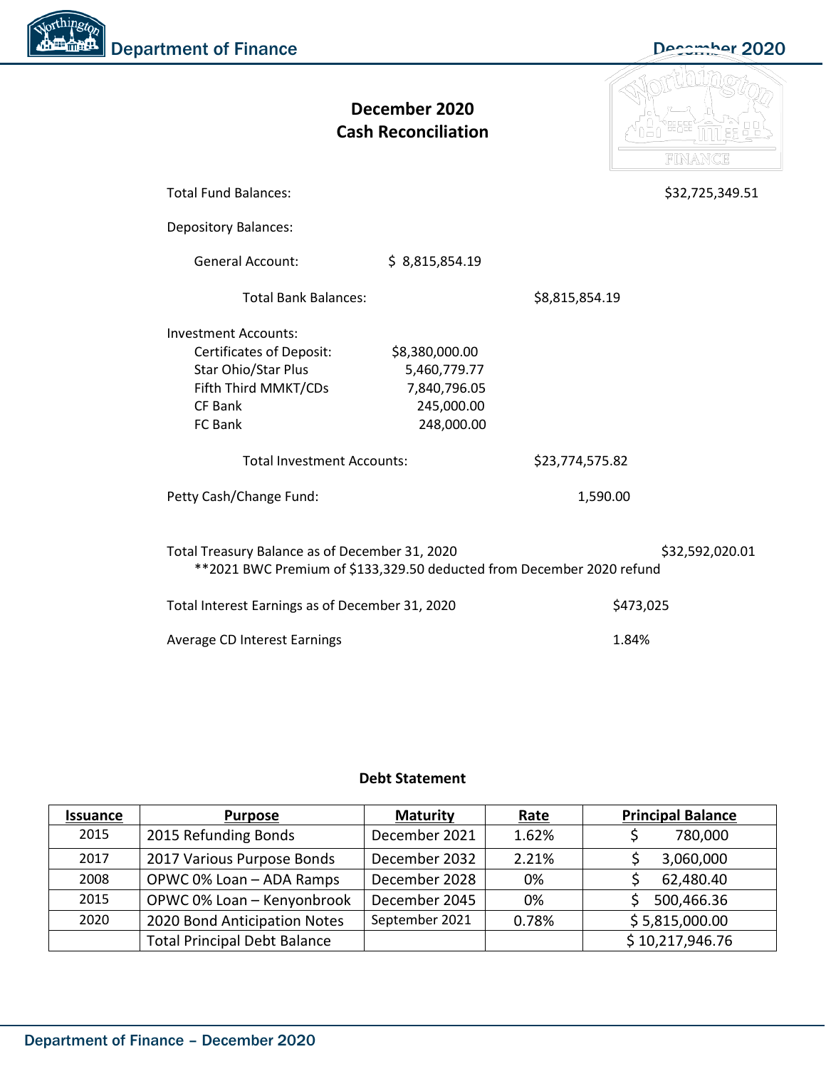## December 2020 Cash Reconciliation

| | | | |
|---|---|---|---|
| Total Fund Balances: | | | $32,725,349.51 |
| Depository Balances: | | | |
| General Account: | $ 8,815,854.19 | | |
| Total Bank Balances: | | $8,815,854.19 | |
| Investment Accounts: | | | |
| Certificates of Deposit: | $8,380,000.00 | | |
| Star Ohio/Star Plus | 5,460,779.77 | | |
| Fifth Third MMKT/CDs | 7,840,796.05 | | |
| CF Bank | 245,000.00 | | |
| FC Bank | 248,000.00 | | |
| Total Investment Accounts: | | $23,774,575.82 | |
| Petty Cash/Change Fund: | | 1,590.00 | |
| Total Treasury Balance as of December 31, 2020 | | | $32,592,020.01 |

**2021 BWC Premium of $133,329.50 deducted from December 2020 refund

| | |
|---|---|
| Total Interest Earnings as of December 31, 2020 | $473,025 |
| Average CD Interest Earnings | 1.84% |

### Debt Statement

| Issuance | Purpose | Maturity | Rate | Principal Balance |
|---|---|---|---|---|
| 2015 | 2015 Refunding Bonds | December 2021 | 1.62% | $ 780,000 |
| 2017 | 2017 Various Purpose Bonds | December 2032 | 2.21% | $ 3,060,000 |
| 2008 | OPWC 0% Loan – ADA Ramps | December 2028 | 0% | $ 62,480.40 |
| 2015 | OPWC 0% Loan – Kenyonbrook | December 2045 | 0% | $ 500,466.36 |
| 2020 | 2020 Bond Anticipation Notes | September 2021 | 0.78% | $ 5,815,000.00 |
| | Total Principal Debt Balance | | | $ 10,217,946.76 |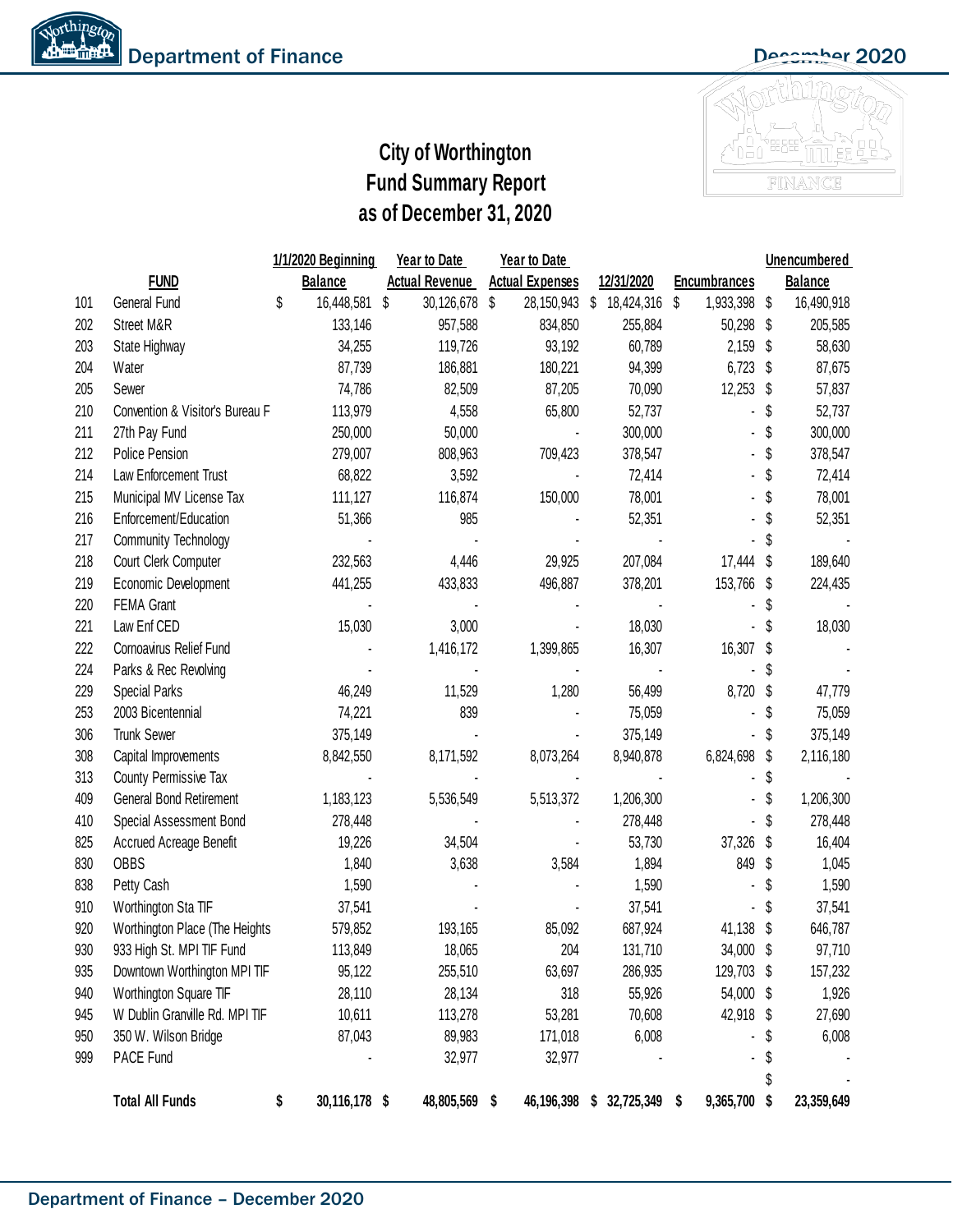# City of Worthington
# Fund Summary Report
# as of December 31, 2020

| | FUND | 1/1/2020 Beginning Balance | Year to Date Actual Revenue | Year to Date Actual Expenses | 12/31/2020 | Encumbrances | Unencumbered Balance |
|---|---|---|---|---|---|---|---|
| 101 | General Fund | $ 16,448,581 | $ 30,126,678 | $ 28,150,943 | $ 18,424,316 | $ 1,933,398 | $ 16,490,918 |
| 202 | Street M&R | 133,146 | 957,588 | 834,850 | 255,884 | 50,298 | $ 205,585 |
| 203 | State Highway | 34,255 | 119,726 | 93,192 | 60,789 | 2,159 | $ 58,630 |
| 204 | Water | 87,739 | 186,881 | 180,221 | 94,399 | 6,723 | $ 87,675 |
| 205 | Sewer | 74,786 | 82,509 | 87,205 | 70,090 | 12,253 | $ 57,837 |
| 210 | Convention & Visitor's Bureau F | 113,979 | 4,558 | 65,800 | 52,737 | - | $ 52,737 |
| 211 | 27th Pay Fund | 250,000 | 50,000 | - | 300,000 | - | $ 300,000 |
| 212 | Police Pension | 279,007 | 808,963 | 709,423 | 378,547 | - | $ 378,547 |
| 214 | Law Enforcement Trust | 68,822 | 3,592 | - | 72,414 | - | $ 72,414 |
| 215 | Municipal MV License Tax | 111,127 | 116,874 | 150,000 | 78,001 | - | $ 78,001 |
| 216 | Enforcement/Education | 51,366 | 985 | - | 52,351 | - | $ 52,351 |
| 217 | Community Technology | - | - | - | - | - | $ - |
| 218 | Court Clerk Computer | 232,563 | 4,446 | 29,925 | 207,084 | 17,444 | $ 189,640 |
| 219 | Economic Development | 441,255 | 433,833 | 496,887 | 378,201 | 153,766 | $ 224,435 |
| 220 | FEMA Grant | - | - | - | - | - | $ - |
| 221 | Law Enf CED | 15,030 | 3,000 | - | 18,030 | - | $ 18,030 |
| 222 | Cornoavirus Relief Fund | - | 1,416,172 | 1,399,865 | 16,307 | 16,307 | $ - |
| 224 | Parks & Rec Revolving | - | - | - | - | - | $ - |
| 229 | Special Parks | 46,249 | 11,529 | 1,280 | 56,499 | 8,720 | $ 47,779 |
| 253 | 2003 Bicentennial | 74,221 | 839 | - | 75,059 | - | $ 75,059 |
| 306 | Trunk Sewer | 375,149 | - | - | 375,149 | - | $ 375,149 |
| 308 | Capital Improvements | 8,842,550 | 8,171,592 | 8,073,264 | 8,940,878 | 6,824,698 | $ 2,116,180 |
| 313 | County Permissive Tax | - | - | - | - | - | $ - |
| 409 | General Bond Retirement | 1,183,123 | 5,536,549 | 5,513,372 | 1,206,300 | - | $ 1,206,300 |
| 410 | Special Assessment Bond | 278,448 | - | - | 278,448 | - | $ 278,448 |
| 825 | Accrued Acreage Benefit | 19,226 | 34,504 | - | 53,730 | 37,326 | $ 16,404 |
| 830 | OBBS | 1,840 | 3,638 | 3,584 | 1,894 | 849 | $ 1,045 |
| 838 | Petty Cash | 1,590 | - | - | 1,590 | - | $ 1,590 |
| 910 | Worthington Sta TIF | 37,541 | - | - | 37,541 | - | $ 37,541 |
| 920 | Worthington Place (The Heights | 579,852 | 193,165 | 85,092 | 687,924 | 41,138 | $ 646,787 |
| 930 | 933 High St. MPI TIF Fund | 113,849 | 18,065 | 204 | 131,710 | 34,000 | $ 97,710 |
| 935 | Downtown Worthington MPI TIF | 95,122 | 255,510 | 63,697 | 286,935 | 129,703 | $ 157,232 |
| 940 | Worthington Square TIF | 28,110 | 28,134 | 318 | 55,926 | 54,000 | $ 1,926 |
| 945 | W Dublin Granville Rd. MPI TIF | 10,611 | 113,278 | 53,281 | 70,608 | 42,918 | $ 27,690 |
| 950 | 350 W. Wilson Bridge | 87,043 | 89,983 | 171,018 | 6,008 | - | $ 6,008 |
| 999 | PACE Fund | - | 32,977 | 32,977 | - | - | $ - |
| | | | | | | | $ - |
| | **Total All Funds** | **$ 30,116,178** | **$ 48,805,569** | **$ 46,196,398** | **$ 32,725,349** | **$ 9,365,700** | **$ 23,359,649** |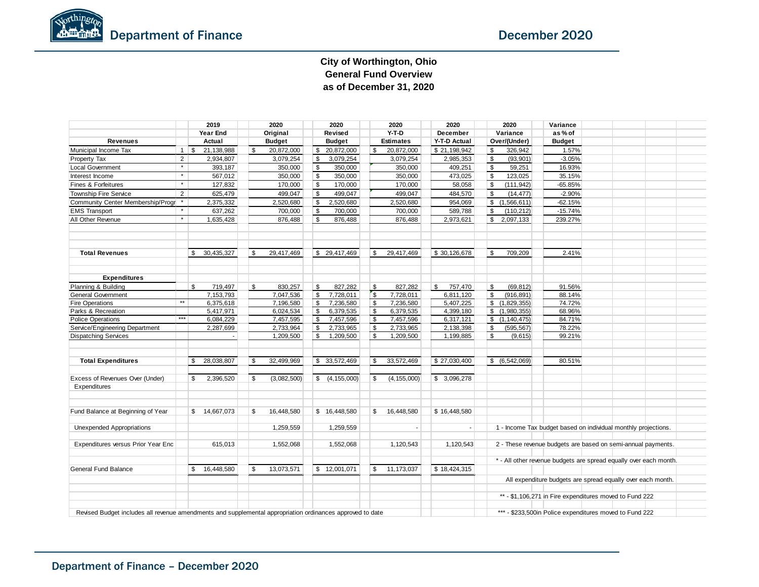# City of Worthington, Ohio
## General Fund Overview
### as of December 31, 2020

| Revenues | | 2019 Year End Actual | 2020 Original Budget | 2020 Revised Budget | 2020 Y-T-D Estimates | 2020 December Y-T-D Actual | 2020 Variance Over/(Under) | Variance as % of Budget |
|---|---|---|---|---|---|---|---|---|
| Municipal Income Tax | 1 | $ 21,138,988 | $ 20,872,000 | $ 20,872,000 | $ 20,872,000 | $ 21,198,942 | $ 326,942 | 1.57% |
| Property Tax | 2 | 2,934,807 | 3,079,254 | $ 3,079,254 | 3,079,254 | 2,985,353 | $ (93,901) | -3.05% |
| Local Government | * | 393,187 | 350,000 | $ 350,000 | 350,000 | 409,251 | $ 59,251 | 16.93% |
| Interest Income | * | 567,012 | 350,000 | $ 350,000 | 350,000 | 473,025 | $ 123,025 | 35.15% |
| Fines & Forfeitures | * | 127,832 | 170,000 | $ 170,000 | 170,000 | 58,058 | $ (111,942) | -65.85% |
| Township Fire Service | 2 | 625,479 | 499,047 | $ 499,047 | 499,047 | 484,570 | $ (14,477) | -2.90% |
| Community Center Membership/Progr | * | 2,375,332 | 2,520,680 | $ 2,520,680 | 2,520,680 | 954,069 | $ (1,566,611) | -62.15% |
| EMS Transport | * | 637,262 | 700,000 | $ 700,000 | 700,000 | 589,788 | $ (110,212) | -15.74% |
| All Other Revenue | * | 1,635,428 | 876,488 | $ 876,488 | 876,488 | 2,973,621 | $ 2,097,133 | 239.27% |
| **Total Revenues** | | $ 30,435,327 | $ 29,417,469 | $ 29,417,469 | $ 29,417,469 | $ 30,126,678 | $ 709,209 | 2.41% |
| **Expenditures** | | | | | | | | |
| Planning & Building | | $ 719,497 | $ 830,257 | $ 827,282 | $ 827,282 | $ 757,470 | $ (69,812) | 91.56% |
| General Government | | 7,153,793 | 7,047,536 | $ 7,728,011 | $ 7,728,011 | 6,811,120 | $ (916,891) | 88.14% |
| Fire Operations | ** | 6,375,618 | 7,196,580 | $ 7,236,580 | $ 7,236,580 | 5,407,225 | $ (1,829,355) | 74.72% |
| Parks & Recreation | | 5,417,971 | 6,024,534 | $ 6,379,535 | $ 6,379,535 | 4,399,180 | $ (1,980,355) | 68.96% |
| Police Operations | *** | 6,084,229 | 7,457,595 | $ 7,457,596 | $ 7,457,596 | 6,317,121 | $ (1,140,475) | 84.71% |
| Service/Engineering Department | | 2,287,699 | 2,733,964 | $ 2,733,965 | $ 2,733,965 | 2,138,398 | $ (595,567) | 78.22% |
| Dispatching Services | | - | 1,209,500 | $ 1,209,500 | $ 1,209,500 | 1,199,885 | $ (9,615) | 99.21% |
| **Total Expenditures** | | $ 28,038,807 | $ 32,499,969 | $ 33,572,469 | $ 33,572,469 | $ 27,030,400 | $ (6,542,069) | 80.51% |
| Excess of Revenues Over (Under) Expenditures | | $ 2,396,520 | $ (3,082,500) | $ (4,155,000) | $ (4,155,000) | $ 3,096,278 | | |
| Fund Balance at Beginning of Year | | $ 14,667,073 | $ 16,448,580 | $ 16,448,580 | $ 16,448,580 | $ 16,448,580 | | |
| Unexpended Appropriations | | | 1,259,559 | 1,259,559 | - | - | | |
| Expenditures versus Prior Year Enc | | 615,013 | 1,552,068 | 1,552,068 | 1,120,543 | 1,120,543 | | |
| General Fund Balance | | $ 16,448,580 | $ 13,073,571 | $ 12,001,071 | $ 11,173,037 | $ 18,424,315 | | |

Revised Budget includes all revenue amendments and supplemental appropriation ordinances approved to date

1 - Income Tax budget based on individual monthly projections.

2 - These revenue budgets are based on semi-annual payments.

* - All other revenue budgets are spread equally over each month.

All expenditure budgets are spread equally over each month.

** - $1,106,271 in Fire expenditures moved to Fund 222

*** - $233,500in Police expenditures moved to Fund 222